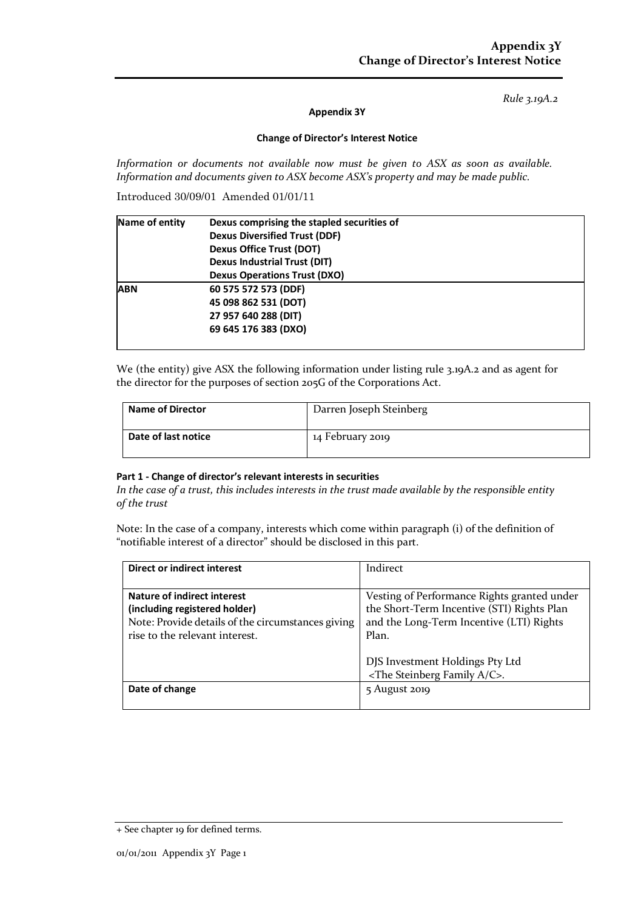# Appendix 3Y
# Change of Director's Interest Notice

*Rule 3.19A.2*

**Appendix 3Y**

**Change of Director's Interest Notice**

*Information or documents not available now must be given to ASX as soon as available. Information and documents given to ASX become ASX's property and may be made public.*

Introduced 30/09/01 Amended 01/01/11

| | |
|---|---|
| **Name of entity** | **Dexus comprising the stapled securities of**<br>**Dexus Diversified Trust (DDF)**<br>**Dexus Office Trust (DOT)**<br>**Dexus Industrial Trust (DIT)**<br>**Dexus Operations Trust (DXO)** |
| **ABN** | **60 575 572 573 (DDF)**<br>**45 098 862 531 (DOT)**<br>**27 957 640 288 (DIT)**<br>**69 645 176 383 (DXO)** |

We (the entity) give ASX the following information under listing rule 3.19A.2 and as agent for the director for the purposes of section 205G of the Corporations Act.

| | |
|---|---|
| **Name of Director** | Darren Joseph Steinberg |
| **Date of last notice** | 14 February 2019 |

**Part 1 - Change of director's relevant interests in securities**

*In the case of a trust, this includes interests in the trust made available by the responsible entity of the trust*

Note: In the case of a company, interests which come within paragraph (i) of the definition of "notifiable interest of a director" should be disclosed in this part.

| | |
|---|---|
| **Direct or indirect interest** | Indirect |
| **Nature of indirect interest (including registered holder)**<br>Note: Provide details of the circumstances giving rise to the relevant interest. | Vesting of Performance Rights granted under the Short-Term Incentive (STI) Rights Plan and the Long-Term Incentive (LTI) Rights Plan.<br><br>DJS Investment Holdings Pty Ltd <The Steinberg Family A/C>. |
| **Date of change** | 5 August 2019 |

+ See chapter 19 for defined terms.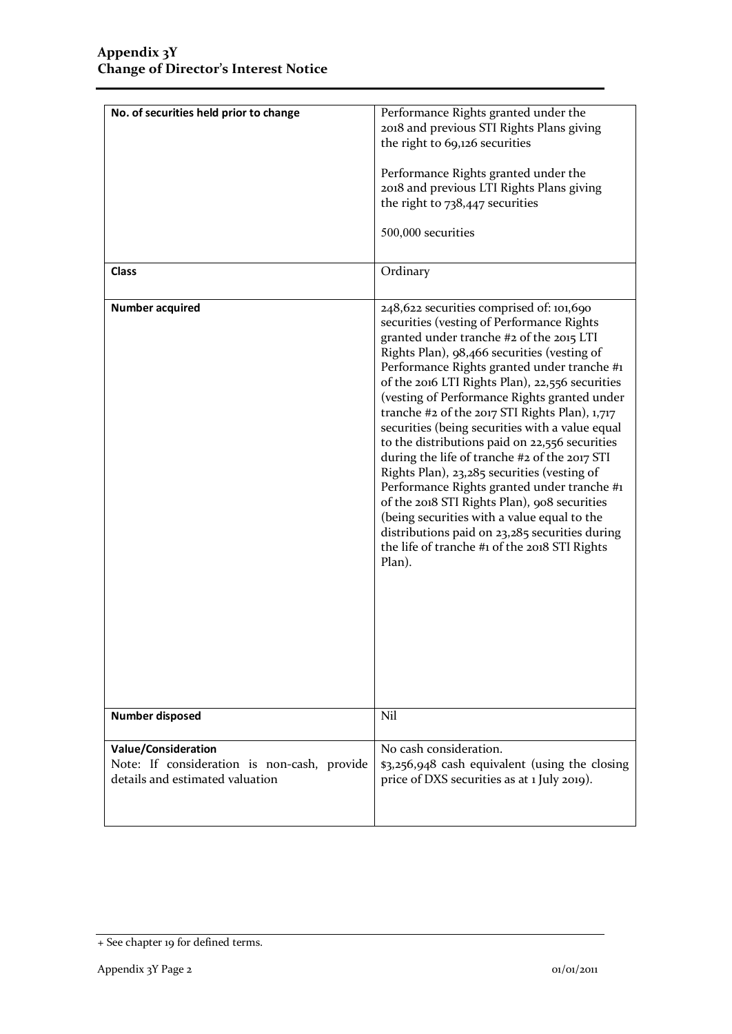| | |
|---|---|
| **No. of securities held prior to change** | Performance Rights granted under the 2018 and previous STI Rights Plans giving the right to 69,126 securities<br><br>Performance Rights granted under the 2018 and previous LTI Rights Plans giving the right to 738,447 securities<br><br>500,000 securities |
| **Class** | Ordinary |
| **Number acquired** | 248,622 securities comprised of: 101,690 securities (vesting of Performance Rights granted under tranche #2 of the 2015 LTI Rights Plan), 98,466 securities (vesting of Performance Rights granted under tranche #1 of the 2016 LTI Rights Plan), 22,556 securities (vesting of Performance Rights granted under tranche #2 of the 2017 STI Rights Plan), 1,717 securities (being securities with a value equal to the distributions paid on 22,556 securities during the life of tranche #2 of the 2017 STI Rights Plan), 23,285 securities (vesting of Performance Rights granted under tranche #1 of the 2018 STI Rights Plan), 908 securities (being securities with a value equal to the distributions paid on 23,285 securities during the life of tranche #1 of the 2018 STI Rights Plan). |
| **Number disposed** | Nil |
| **Value/Consideration**<br>Note: If consideration is non-cash, provide details and estimated valuation | No cash consideration.<br>$3,256,948 cash equivalent (using the closing price of DXS securities as at 1 July 2019). |

+ See chapter 19 for defined terms.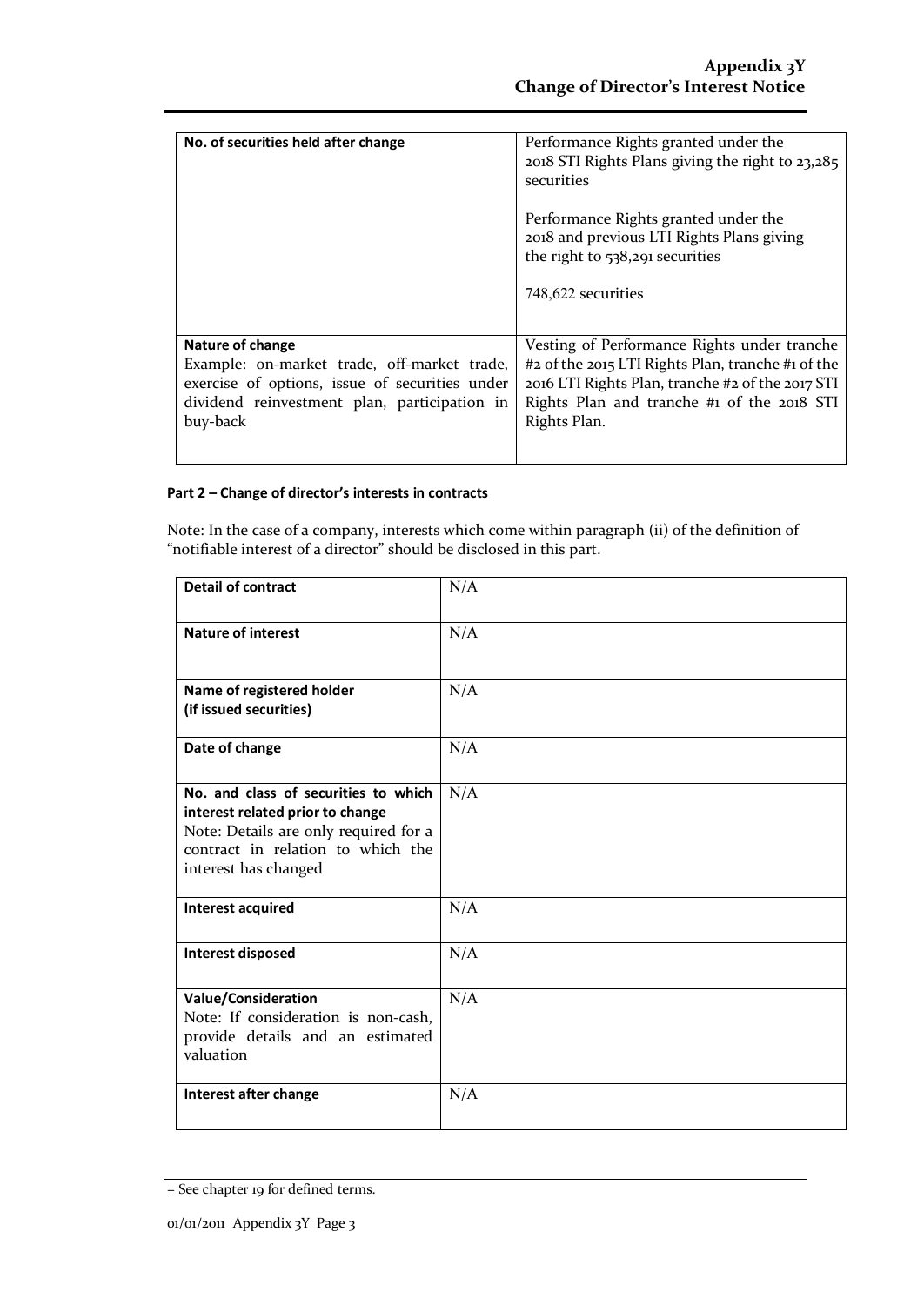| No. of securities held after change | Performance Rights granted under the 2018 STI Rights Plans giving the right to 23,285 securities<br><br>Performance Rights granted under the 2018 and previous LTI Rights Plans giving the right to 538,291 securities<br><br>748,622 securities |
|---|---|
| **Nature of change**<br>Example: on-market trade, off-market trade, exercise of options, issue of securities under dividend reinvestment plan, participation in buy-back | Vesting of Performance Rights under tranche #2 of the 2015 LTI Rights Plan, tranche #1 of the 2016 LTI Rights Plan, tranche #2 of the 2017 STI Rights Plan and tranche #1 of the 2018 STI Rights Plan. |

#### Part 2 – Change of director's interests in contracts

Note: In the case of a company, interests which come within paragraph (ii) of the definition of "notifiable interest of a director" should be disclosed in this part.

| Detail of contract | N/A |
|---|---|
| **Nature of interest** | N/A |
| **Name of registered holder (if issued securities)** | N/A |
| **Date of change** | N/A |
| **No. and class of securities to which interest related prior to change**<br>Note: Details are only required for a contract in relation to which the interest has changed | N/A |
| **Interest acquired** | N/A |
| **Interest disposed** | N/A |
| **Value/Consideration**<br>Note: If consideration is non-cash, provide details and an estimated valuation | N/A |
| **Interest after change** | N/A |

+ See chapter 19 for defined terms.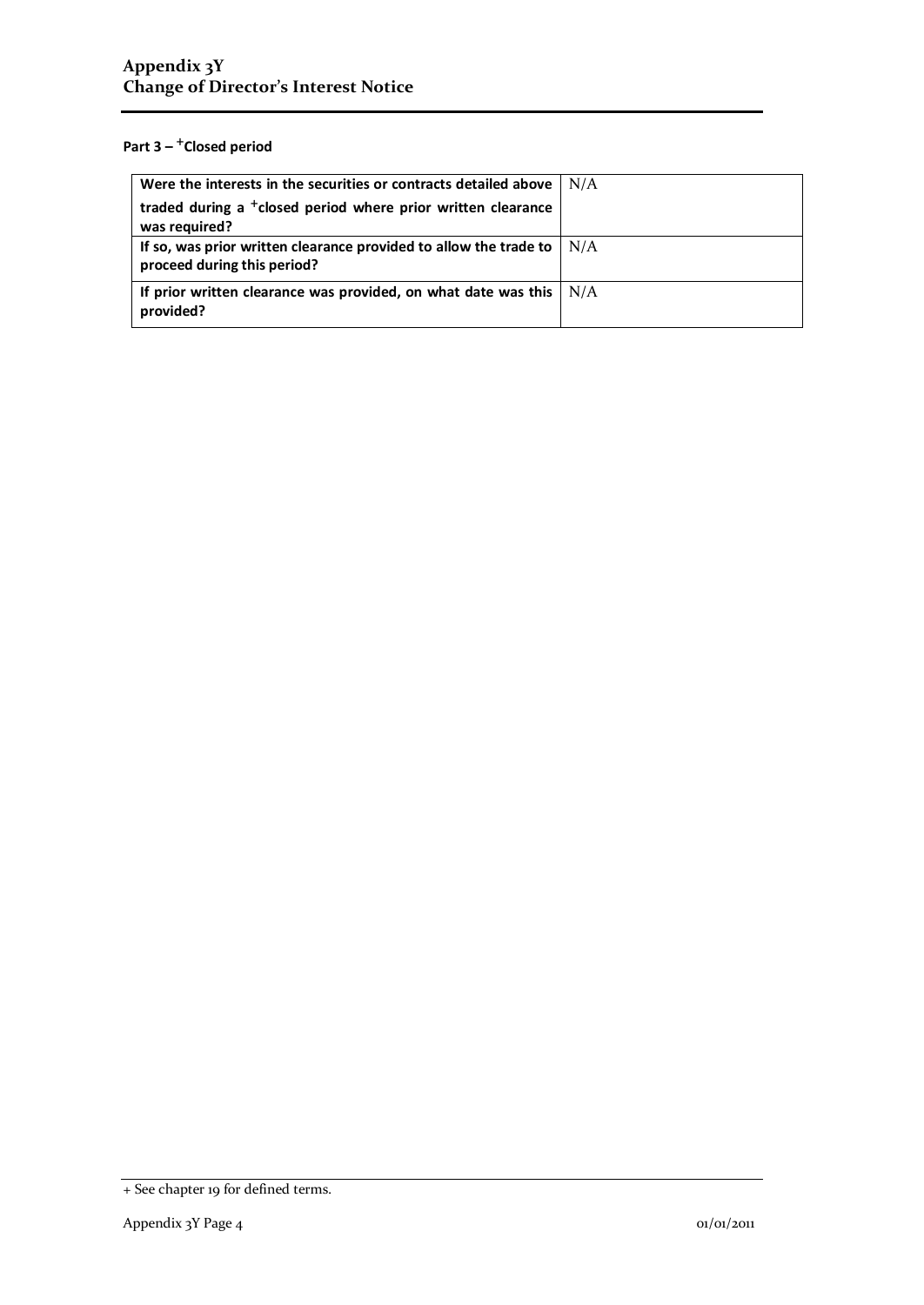## Part 3 – +Closed period

| | |
|---|---|
| **Were the interests in the securities or contracts detailed above traded during a +closed period where prior written clearance was required?** | N/A |
| **If so, was prior written clearance provided to allow the trade to proceed during this period?** | N/A |
| **If prior written clearance was provided, on what date was this provided?** | N/A |

+ See chapter 19 for defined terms.